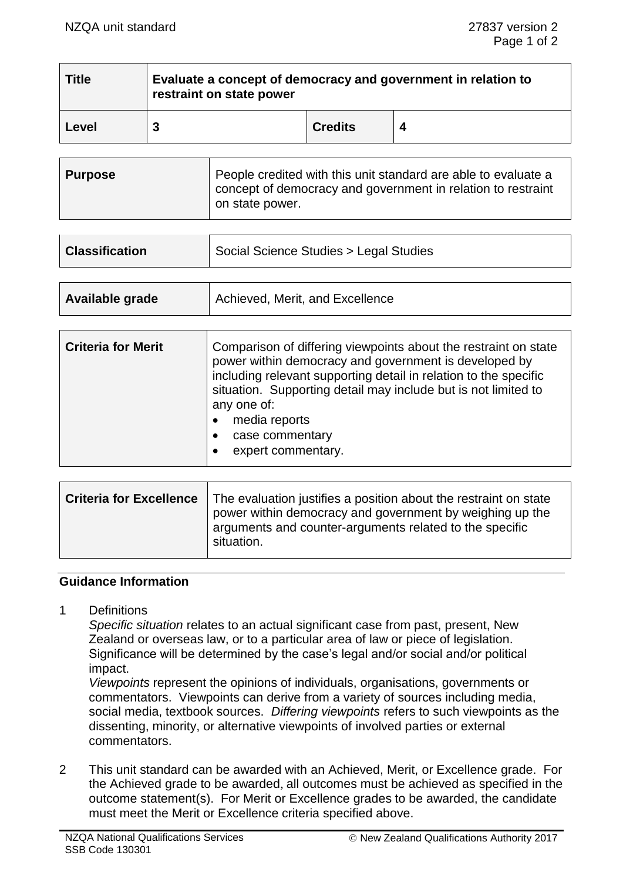| Title | Evaluate a concept of democracy and government in relation to restraint on state power | | |
|---|---|---|---|
| Level | 3 | Credits | 4 |

| Purpose | People credited with this unit standard are able to evaluate a concept of democracy and government in relation to restraint on state power. |
|---|---|

| Classification | Social Science Studies > Legal Studies |
|---|---|

| Available grade | Achieved, Merit, and Excellence |
|---|---|

| Criteria for Merit | Comparison of differing viewpoints about the restraint on state power within democracy and government is developed by including relevant supporting detail in relation to the specific situation. Supporting detail may include but is not limited to any one of: <br>• media reports <br>• case commentary <br>• expert commentary. |
|---|---|

| Criteria for Excellence | The evaluation justifies a position about the restraint on state power within democracy and government by weighing up the arguments and counter-arguments related to the specific situation. |
|---|---|

## Guidance Information

1 Definitions

*Specific situation* relates to an actual significant case from past, present, New Zealand or overseas law, or to a particular area of law or piece of legislation. Significance will be determined by the case's legal and/or social and/or political impact.

*Viewpoints* represent the opinions of individuals, organisations, governments or commentators. Viewpoints can derive from a variety of sources including media, social media, textbook sources. *Differing viewpoints* refers to such viewpoints as the dissenting, minority, or alternative viewpoints of involved parties or external commentators.

2 This unit standard can be awarded with an Achieved, Merit, or Excellence grade. For the Achieved grade to be awarded, all outcomes must be achieved as specified in the outcome statement(s). For Merit or Excellence grades to be awarded, the candidate must meet the Merit or Excellence criteria specified above.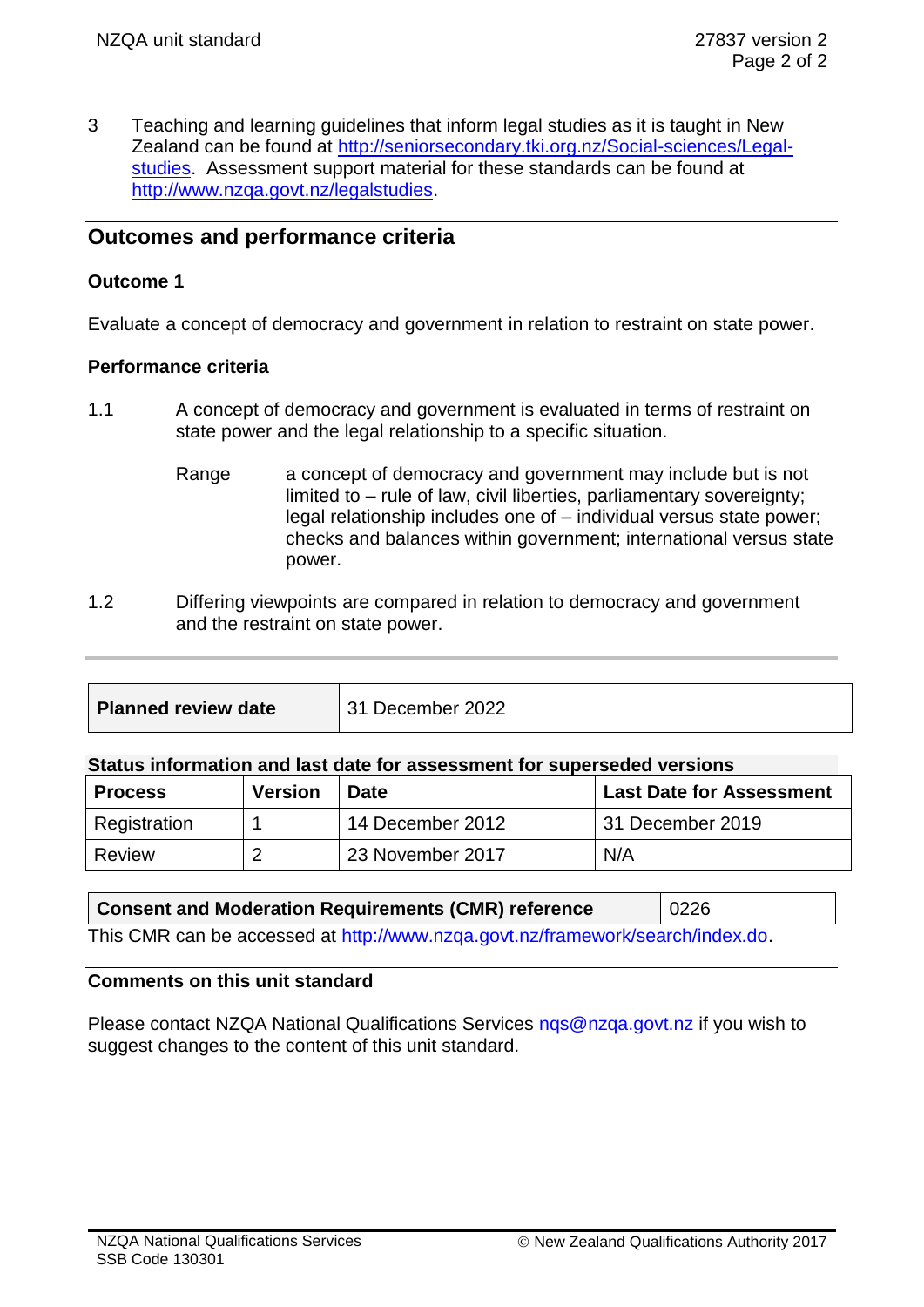3 Teaching and learning guidelines that inform legal studies as it is taught in New Zealand can be found at http://seniorsecondary.tki.org.nz/Social-sciences/Legal-studies. Assessment support material for these standards can be found at http://www.nzqa.govt.nz/legalstudies.

## Outcomes and performance criteria

### Outcome 1

Evaluate a concept of democracy and government in relation to restraint on state power.

### Performance criteria

1.1 A concept of democracy and government is evaluated in terms of restraint on state power and the legal relationship to a specific situation.

Range a concept of democracy and government may include but is not limited to – rule of law, civil liberties, parliamentary sovereignty; legal relationship includes one of – individual versus state power; checks and balances within government; international versus state power.

1.2 Differing viewpoints are compared in relation to democracy and government and the restraint on state power.

| | |
|---|---|
| **Planned review date** | 31 December 2022 |

**Status information and last date for assessment for superseded versions**

| Process | Version | Date | Last Date for Assessment |
|---|---|---|---|
| Registration | 1 | 14 December 2012 | 31 December 2019 |
| Review | 2 | 23 November 2017 | N/A |

| | |
|---|---|
| **Consent and Moderation Requirements (CMR) reference** | 0226 |

This CMR can be accessed at http://www.nzqa.govt.nz/framework/search/index.do.

### Comments on this unit standard

Please contact NZQA National Qualifications Services nqs@nzqa.govt.nz if you wish to suggest changes to the content of this unit standard.